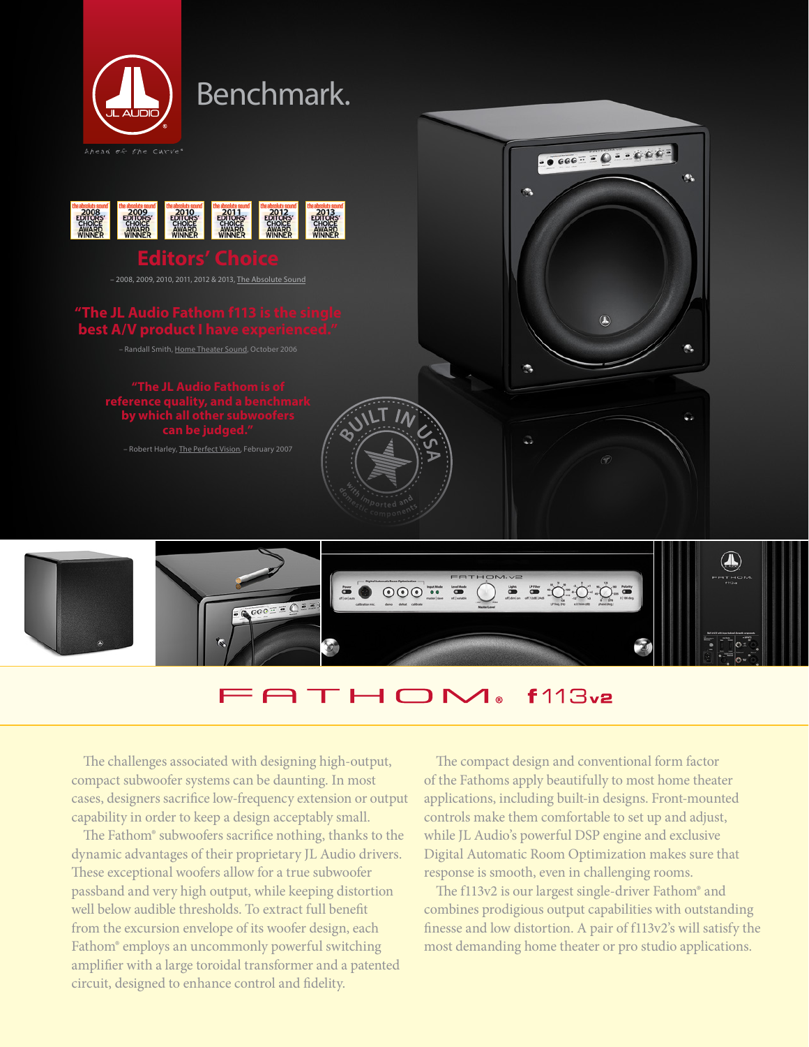# Benchmark.

ahead of the curve®

## Editors' Choice

– 2008, 2009, 2010, 2011, 2012 & 2013, The Absolute Sound

**"The JL Audio Fathom f113 is the single best A/V product I have experienced."**

– Randall Smith, Home Theater Sound, October 2006

**"The JL Audio Fathom is of reference quality, and a benchmark by which all other subwoofers can be judged."**

– Robert Harley, The Perfect Vision, February 2007

BUILT IN USA with imported and domestic components

# FATHOM® f113v2

The challenges associated with designing high-output, compact subwoofer systems can be daunting. In most cases, designers sacrifice low-frequency extension or output capability in order to keep a design acceptably small.

The Fathom® subwoofers sacrifice nothing, thanks to the dynamic advantages of their proprietary JL Audio drivers. These exceptional woofers allow for a true subwoofer passband and very high output, while keeping distortion well below audible thresholds. To extract full benefit from the excursion envelope of its woofer design, each Fathom® employs an uncommonly powerful switching amplifier with a large toroidal transformer and a patented circuit, designed to enhance control and fidelity.

The compact design and conventional form factor of the Fathoms apply beautifully to most home theater applications, including built-in designs. Front-mounted controls make them comfortable to set up and adjust, while JL Audio's powerful DSP engine and exclusive Digital Automatic Room Optimization makes sure that response is smooth, even in challenging rooms.

The f113v2 is our largest single-driver Fathom® and combines prodigious output capabilities with outstanding finesse and low distortion. A pair of f113v2's will satisfy the most demanding home theater or pro studio applications.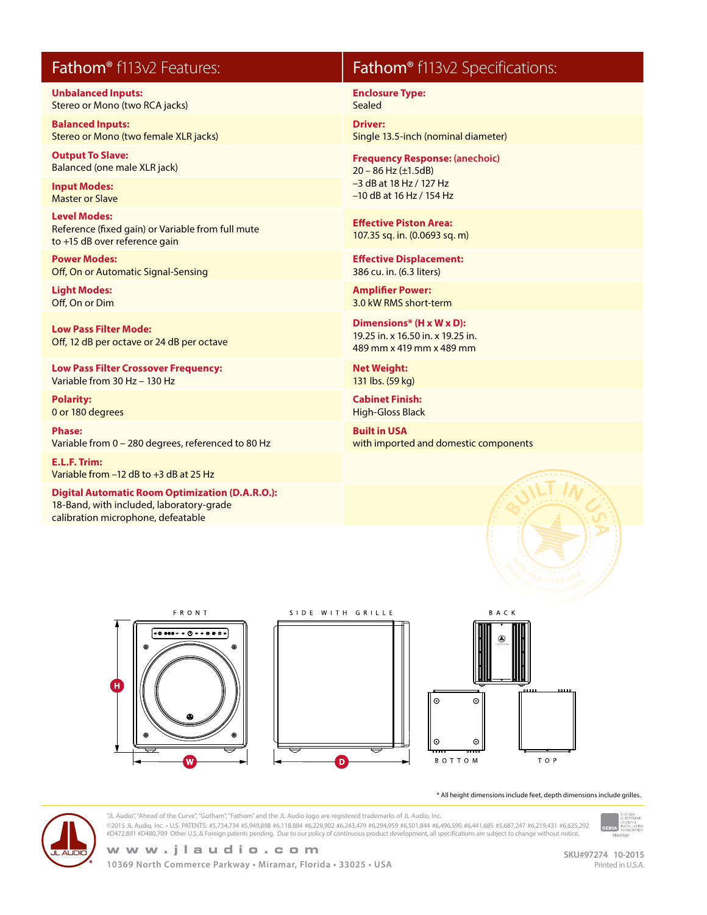## Fathom® f113v2 Features:

**Unbalanced Inputs:**
Stereo or Mono (two RCA jacks)

**Balanced Inputs:**
Stereo or Mono (two female XLR jacks)

**Output To Slave:**
Balanced (one male XLR jack)

**Input Modes:**
Master or Slave

**Level Modes:**
Reference (fixed gain) or Variable from full mute to +15 dB over reference gain

**Power Modes:**
Off, On or Automatic Signal-Sensing

**Light Modes:**
Off, On or Dim

**Low Pass Filter Mode:**
Off, 12 dB per octave or 24 dB per octave

**Low Pass Filter Crossover Frequency:**
Variable from 30 Hz – 130 Hz

**Polarity:**
0 or 180 degrees

**Phase:**
Variable from 0 – 280 degrees, referenced to 80 Hz

**E.L.F. Trim:**
Variable from –12 dB to +3 dB at 25 Hz

**Digital Automatic Room Optimization (D.A.R.O.):**
18-Band, with included, laboratory-grade calibration microphone, defeatable

## Fathom® f113v2 Specifications:

**Enclosure Type:**
Sealed

**Driver:**
Single 13.5-inch (nominal diameter)

**Frequency Response: (anechoic)**
20 – 86 Hz (±1.5dB)
–3 dB at 18 Hz / 127 Hz
–10 dB at 16 Hz / 154 Hz

**Effective Piston Area:**
107.35 sq. in. (0.0693 sq. m)

**Effective Displacement:**
386 cu. in. (6.3 liters)

**Amplifier Power:**
3.0 kW RMS short-term

**Dimensions\* (H x W x D):**
19.25 in. x 16.50 in. x 19.25 in.
489 mm x 419 mm x 489 mm

**Net Weight:**
131 lbs. (59 kg)

**Cabinet Finish:**
High-Gloss Black

**Built in USA**
with imported and domestic components

FRONT

SIDE WITH GRILLE

BACK

BOTTOM

TOP

H

W

D

\* All height dimensions include feet, depth dimensions include grilles.

"JL Audio", "Ahead of the Curve", "Gotham", "Fathom" and the JL Audio logo are registered trademarks of JL Audio, Inc.
©2015 JL Audio, Inc. • U.S. PATENTS: #5,734,734 #5,949,898 #6,118,884 #6,229,902 #6,243,479 #6,294,959 #6,501,844 #6,496,590 #6,441,685 #5,687,247 #6,219,431 #6,625,292 #D472,891 #D480,709 Other U.S. & Foreign patents pending. Due to our policy of continuous product development, all specifications are subject to change without notice.

www.jlaudio.com
10369 North Commerce Parkway • Miramar, Florida • 33025 • USA

SKU#97274 10-2015
Printed in U.S.A.